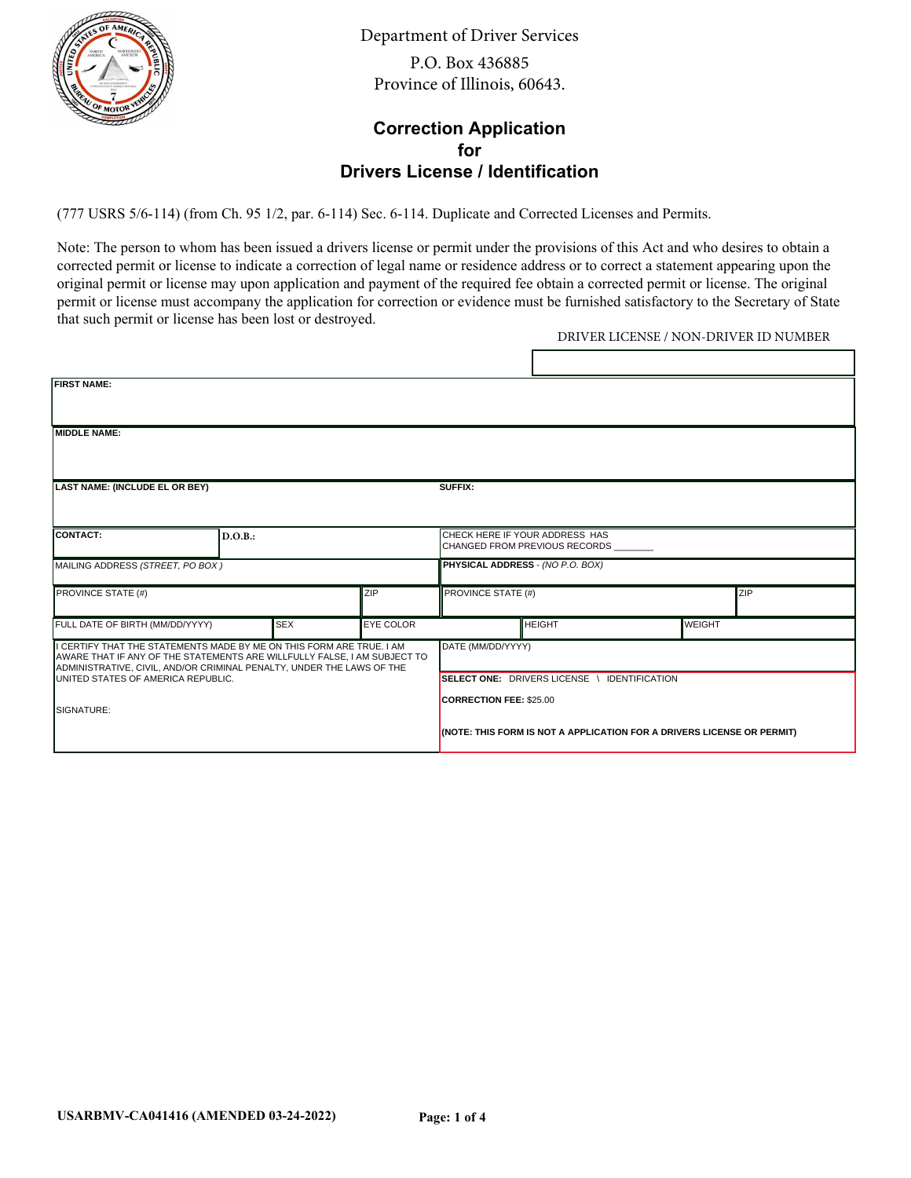Department of Driver Services

P.O. Box 436885

Province of Illinois, 60643.

# Correction Application for Drivers License / Identification

(777 USRS 5/6-114) (from Ch. 95 1/2, par. 6-114) Sec. 6-114. Duplicate and Corrected Licenses and Permits.

Note: The person to whom has been issued a drivers license or permit under the provisions of this Act and who desires to obtain a corrected permit or license to indicate a correction of legal name or residence address or to correct a statement appearing upon the original permit or license may upon application and payment of the required fee obtain a corrected permit or license. The original permit or license must accompany the application for correction or evidence must be furnished satisfactory to the Secretary of State that such permit or license has been lost or destroyed.

DRIVER LICENSE / NON-DRIVER ID NUMBER

| | |
|---|---|
| **FIRST NAME:** | |
| **MIDDLE NAME:** | |
| **LAST NAME: (INCLUDE EL OR BEY)** | **SUFFIX:** |
| **CONTACT:** / **D.O.B.:** | CHECK HERE IF YOUR ADDRESS HAS CHANGED FROM PREVIOUS RECORDS _______ |
| MAILING ADDRESS *(STREET, PO BOX )* | **PHYSICAL ADDRESS** - *(NO P.O. BOX)* |
| PROVINCE STATE (#) / ZIP | PROVINCE STATE (#) / ZIP |
| FULL DATE OF BIRTH (MM/DD/YYYY) / SEX / EYE COLOR | HEIGHT / WEIGHT |
| I CERTIFY THAT THE STATEMENTS MADE BY ME ON THIS FORM ARE TRUE. I AM AWARE THAT IF ANY OF THE STATEMENTS ARE WILLFULLY FALSE, I AM SUBJECT TO ADMINISTRATIVE, CIVIL, AND/OR CRIMINAL PENALTY, UNDER THE LAWS OF THE UNITED STATES OF AMERICA REPUBLIC. | DATE (MM/DD/YYYY) |
| SIGNATURE: | **SELECT ONE:** DRIVERS LICENSE \ IDENTIFICATION<br>**CORRECTION FEE:** $25.00<br>**(NOTE: THIS FORM IS NOT A APPLICATION FOR A DRIVERS LICENSE OR PERMIT)** |

USARBMV-CA041416 (AMENDED 03-24-2022)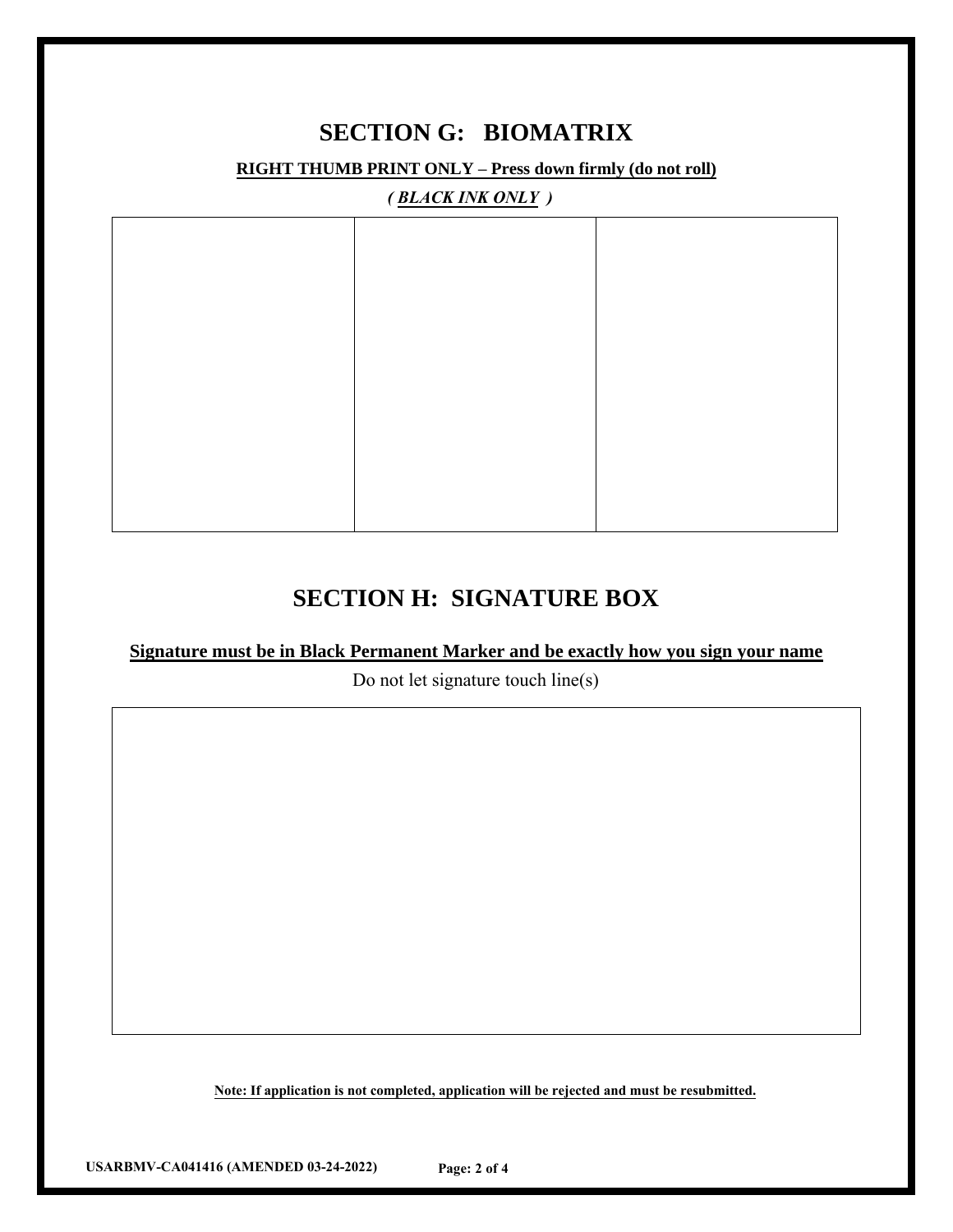## SECTION G: BIOMATRIX

**RIGHT THUMB PRINT ONLY – Press down firmly (do not roll)**

***( BLACK INK ONLY )***

| | | |
|---|---|---|
| | | |

## SECTION H: SIGNATURE BOX

**Signature must be in Black Permanent Marker and be exactly how you sign your name**

Do not let signature touch line(s)

| |
|---|
| |

**Note: If application is not completed, application will be rejected and must be resubmitted.**

**USARBMV-CA041416 (AMENDED 03-24-2022)**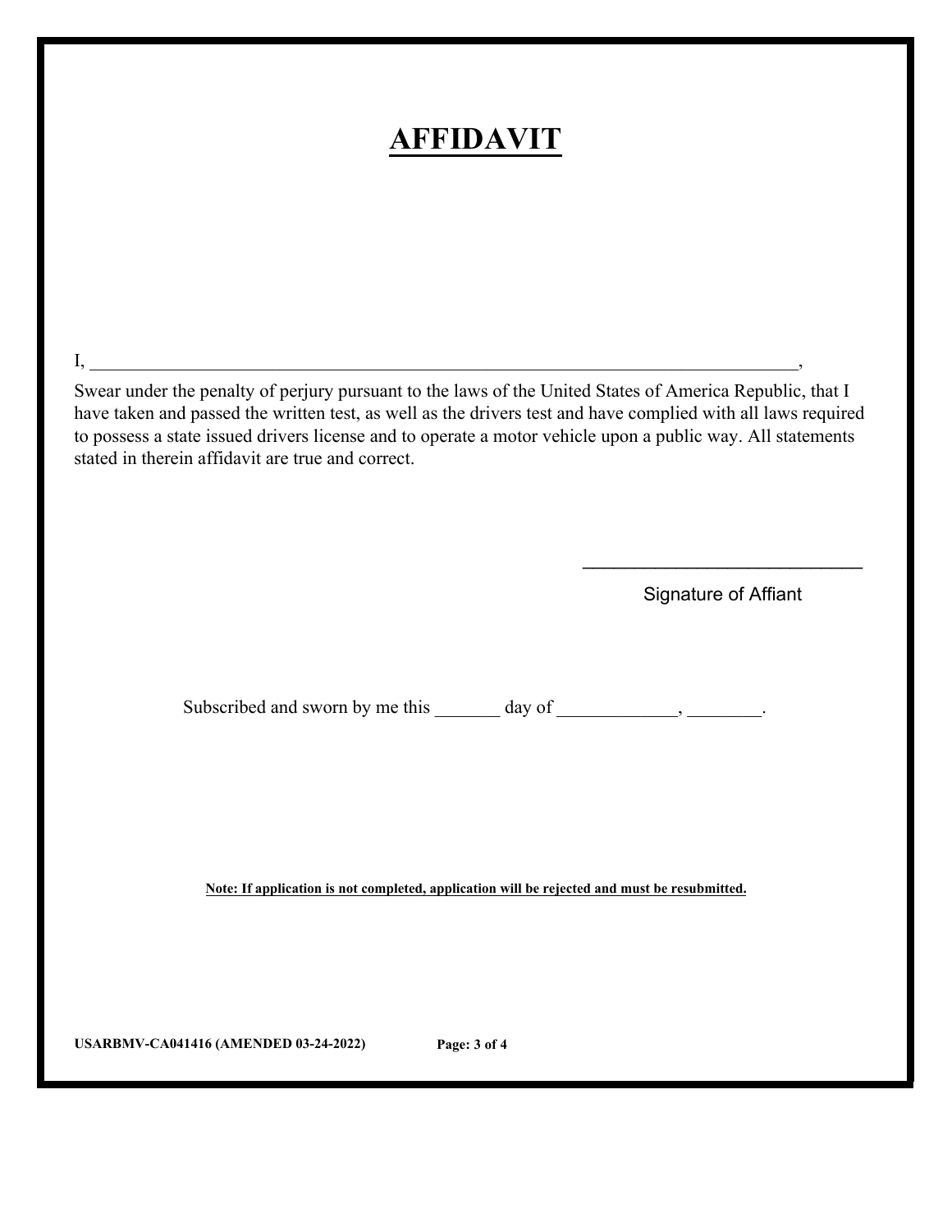# AFFIDAVIT

I, ________________________________________________________________________________,

Swear under the penalty of perjury pursuant to the laws of the United States of America Republic, that I have taken and passed the written test, as well as the drivers test and have complied with all laws required to possess a state issued drivers license and to operate a motor vehicle upon a public way. All statements stated in therein affidavit are true and correct.

_____________________________

Signature of Affiant

Subscribed and sworn by me this _______ day of _____________, ________.

**Note: If application is not completed, application will be rejected and must be resubmitted.**

**USARBMV-CA041416 (AMENDED 03-24-2022)**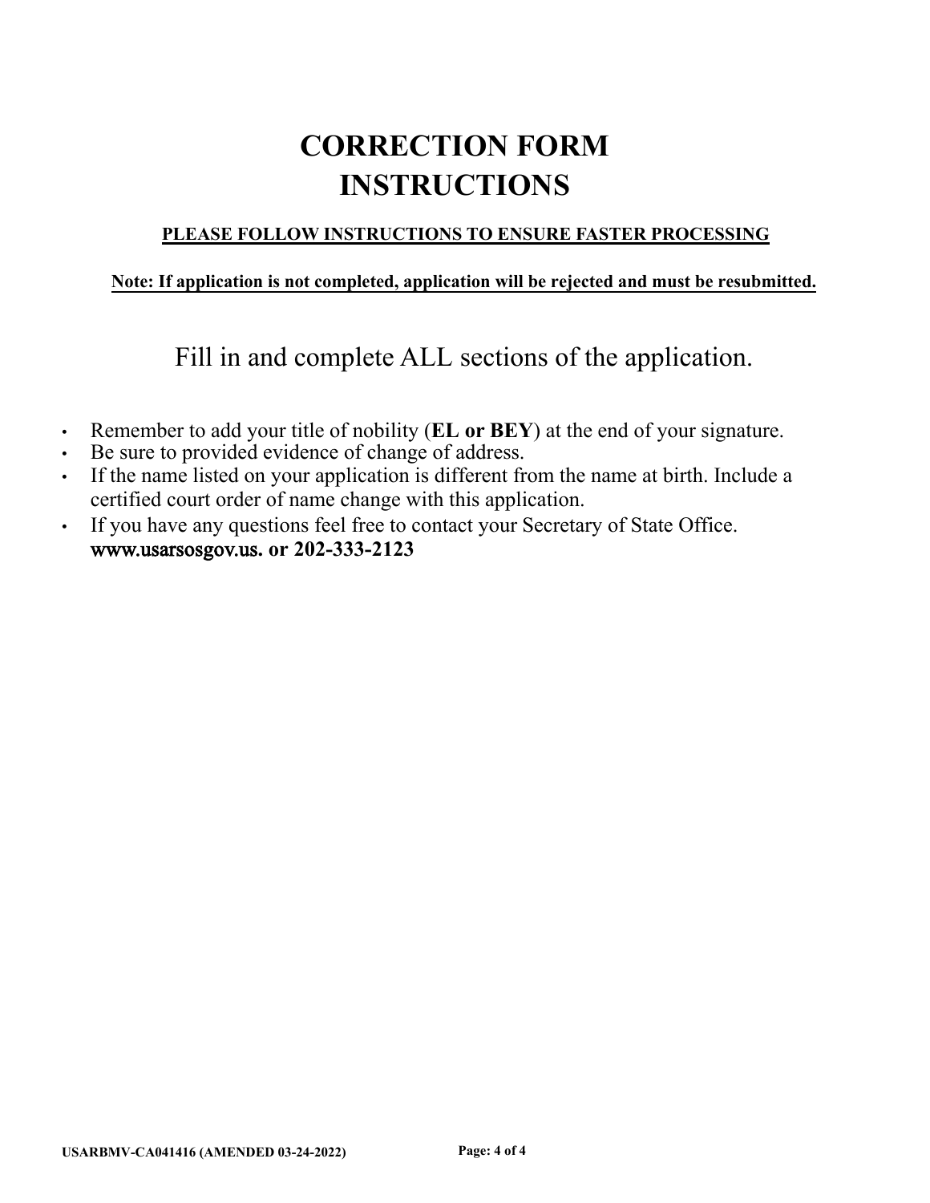# CORRECTION FORM INSTRUCTIONS

**PLEASE FOLLOW INSTRUCTIONS TO ENSURE FASTER PROCESSING**

**Note: If application is not completed, application will be rejected and must be resubmitted.**

Fill in and complete ALL sections of the application.

- Remember to add your title of nobility (**EL or BEY**) at the end of your signature.
- Be sure to provided evidence of change of address.
- If the name listed on your application is different from the name at birth. Include a certified court order of name change with this application.
- If you have any questions feel free to contact your Secretary of State Office. **www.usarsosgov.us. or 202-333-2123**

USARBMV-CA041416 (AMENDED 03-24-2022)